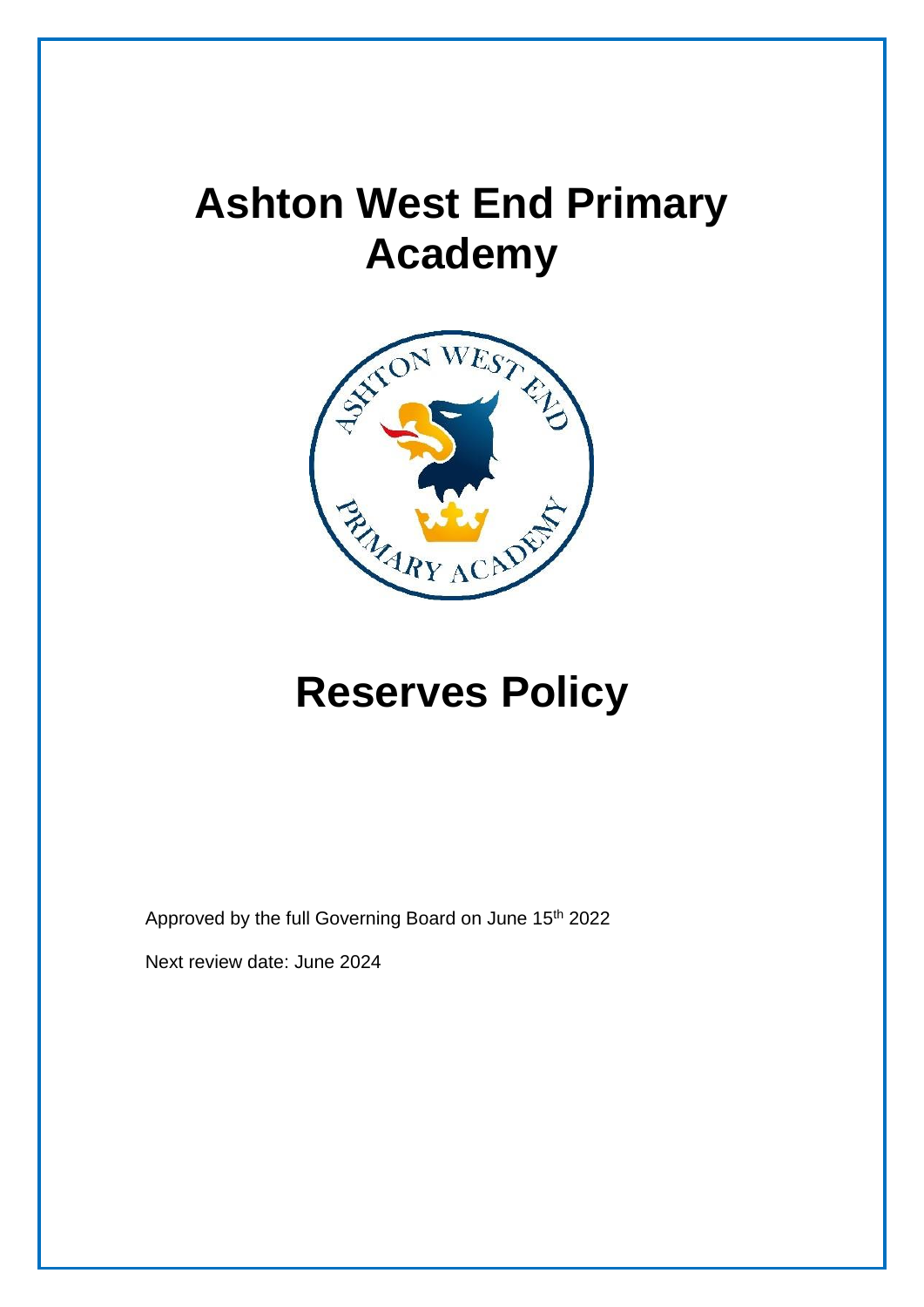# Ashton West End Primary Academy

# Reserves Policy

Approved by the full Governing Board on June 15th 2022

Next review date: June 2024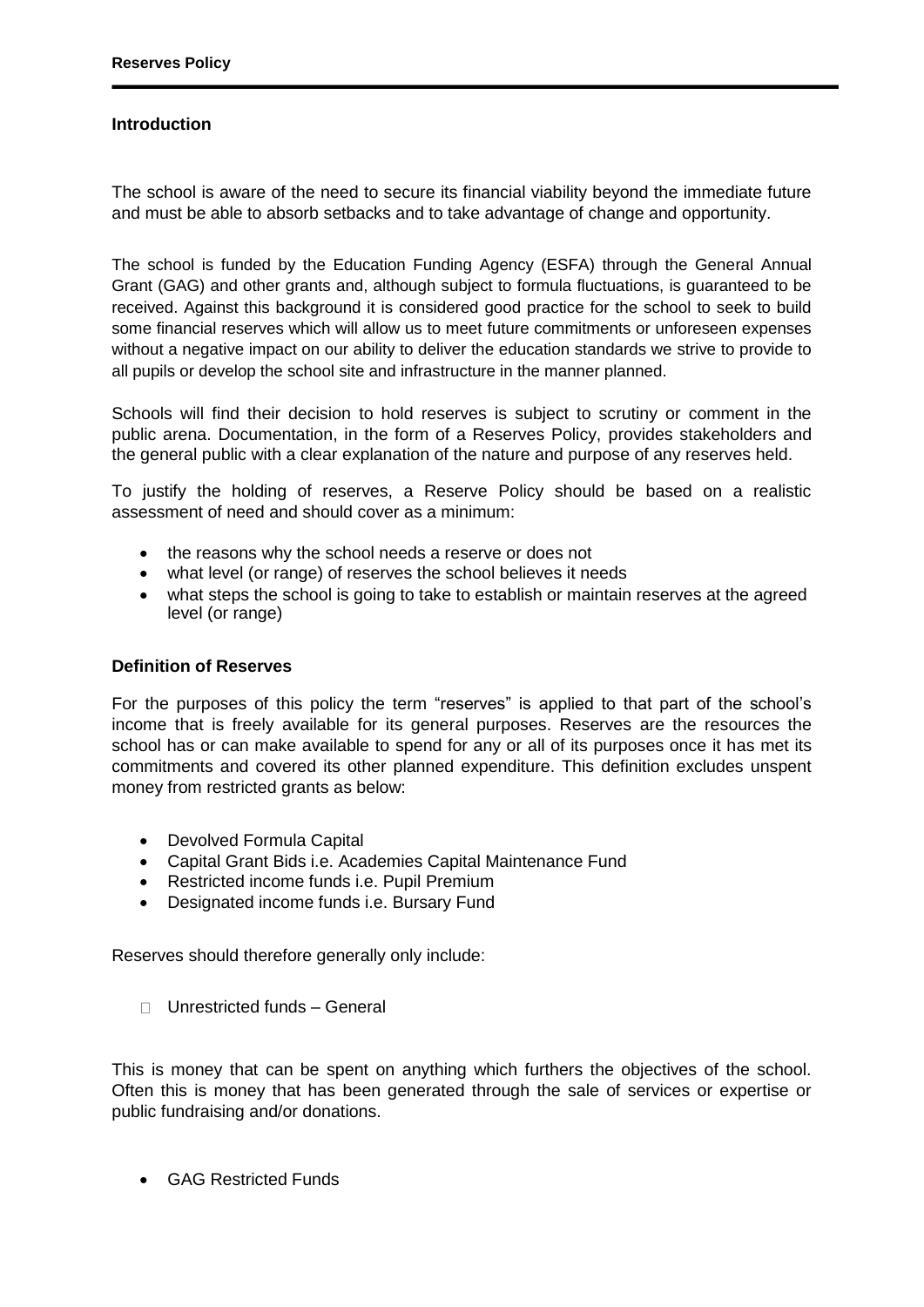### Introduction

The school is aware of the need to secure its financial viability beyond the immediate future and must be able to absorb setbacks and to take advantage of change and opportunity.

The school is funded by the Education Funding Agency (ESFA) through the General Annual Grant (GAG) and other grants and, although subject to formula fluctuations, is guaranteed to be received. Against this background it is considered good practice for the school to seek to build some financial reserves which will allow us to meet future commitments or unforeseen expenses without a negative impact on our ability to deliver the education standards we strive to provide to all pupils or develop the school site and infrastructure in the manner planned.

Schools will find their decision to hold reserves is subject to scrutiny or comment in the public arena. Documentation, in the form of a Reserves Policy, provides stakeholders and the general public with a clear explanation of the nature and purpose of any reserves held.

To justify the holding of reserves, a Reserve Policy should be based on a realistic assessment of need and should cover as a minimum:

- the reasons why the school needs a reserve or does not
- what level (or range) of reserves the school believes it needs
- what steps the school is going to take to establish or maintain reserves at the agreed level (or range)

### Definition of Reserves

For the purposes of this policy the term "reserves" is applied to that part of the school's income that is freely available for its general purposes. Reserves are the resources the school has or can make available to spend for any or all of its purposes once it has met its commitments and covered its other planned expenditure. This definition excludes unspent money from restricted grants as below:

- Devolved Formula Capital
- Capital Grant Bids i.e. Academies Capital Maintenance Fund
- Restricted income funds i.e. Pupil Premium
- Designated income funds i.e. Bursary Fund

Reserves should therefore generally only include:

- Unrestricted funds – General

This is money that can be spent on anything which furthers the objectives of the school. Often this is money that has been generated through the sale of services or expertise or public fundraising and/or donations.

- GAG Restricted Funds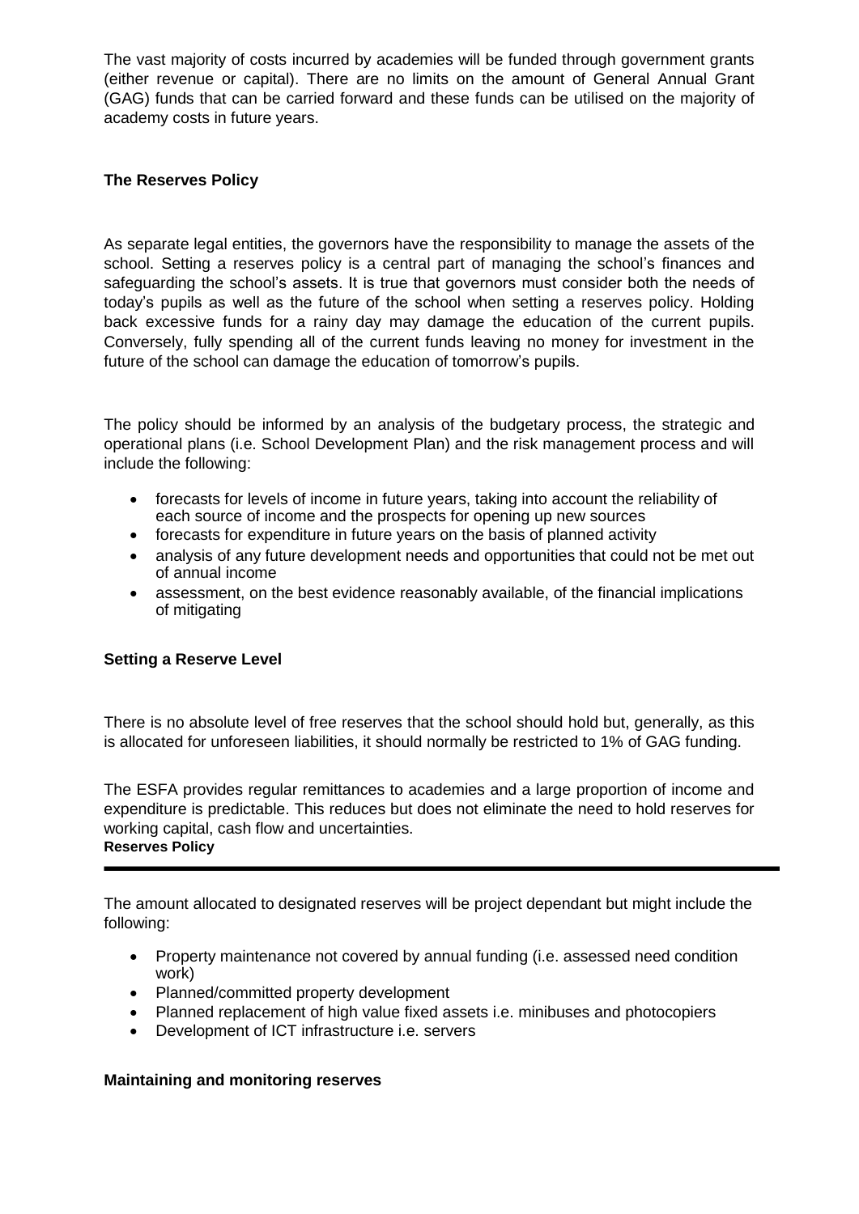The vast majority of costs incurred by academies will be funded through government grants (either revenue or capital). There are no limits on the amount of General Annual Grant (GAG) funds that can be carried forward and these funds can be utilised on the majority of academy costs in future years.

## The Reserves Policy

As separate legal entities, the governors have the responsibility to manage the assets of the school. Setting a reserves policy is a central part of managing the school's finances and safeguarding the school's assets. It is true that governors must consider both the needs of today's pupils as well as the future of the school when setting a reserves policy. Holding back excessive funds for a rainy day may damage the education of the current pupils. Conversely, fully spending all of the current funds leaving no money for investment in the future of the school can damage the education of tomorrow's pupils.

The policy should be informed by an analysis of the budgetary process, the strategic and operational plans (i.e. School Development Plan) and the risk management process and will include the following:

- forecasts for levels of income in future years, taking into account the reliability of each source of income and the prospects for opening up new sources
- forecasts for expenditure in future years on the basis of planned activity
- analysis of any future development needs and opportunities that could not be met out of annual income
- assessment, on the best evidence reasonably available, of the financial implications of mitigating

## Setting a Reserve Level

There is no absolute level of free reserves that the school should hold but, generally, as this is allocated for unforeseen liabilities, it should normally be restricted to 1% of GAG funding.

The ESFA provides regular remittances to academies and a large proportion of income and expenditure is predictable. This reduces but does not eliminate the need to hold reserves for working capital, cash flow and uncertainties.

The amount allocated to designated reserves will be project dependant but might include the following:

- Property maintenance not covered by annual funding (i.e. assessed need condition work)
- Planned/committed property development
- Planned replacement of high value fixed assets i.e. minibuses and photocopiers
- Development of ICT infrastructure i.e. servers

## Maintaining and monitoring reserves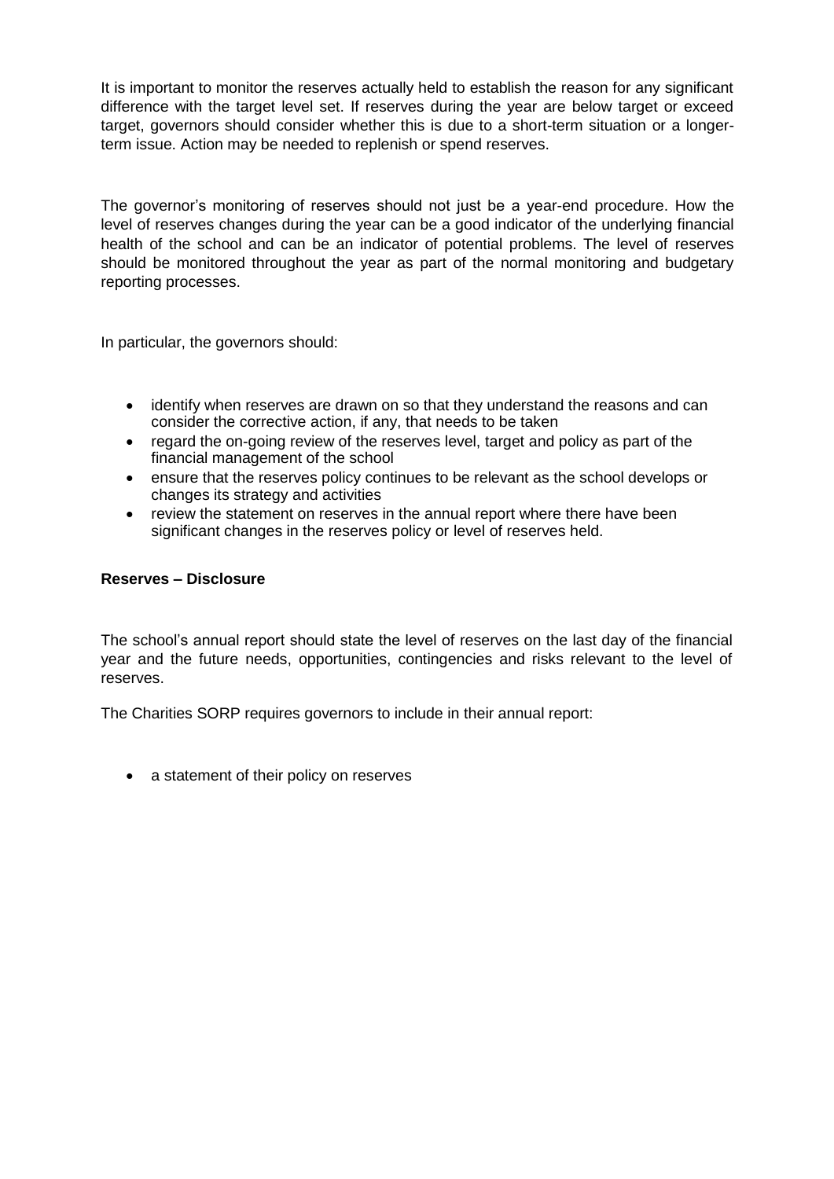It is important to monitor the reserves actually held to establish the reason for any significant difference with the target level set. If reserves during the year are below target or exceed target, governors should consider whether this is due to a short-term situation or a longer-term issue. Action may be needed to replenish or spend reserves.

The governor's monitoring of reserves should not just be a year-end procedure. How the level of reserves changes during the year can be a good indicator of the underlying financial health of the school and can be an indicator of potential problems. The level of reserves should be monitored throughout the year as part of the normal monitoring and budgetary reporting processes.

In particular, the governors should:

- identify when reserves are drawn on so that they understand the reasons and can consider the corrective action, if any, that needs to be taken
- regard the on-going review of the reserves level, target and policy as part of the financial management of the school
- ensure that the reserves policy continues to be relevant as the school develops or changes its strategy and activities
- review the statement on reserves in the annual report where there have been significant changes in the reserves policy or level of reserves held.

**Reserves – Disclosure**

The school's annual report should state the level of reserves on the last day of the financial year and the future needs, opportunities, contingencies and risks relevant to the level of reserves.

The Charities SORP requires governors to include in their annual report:

- a statement of their policy on reserves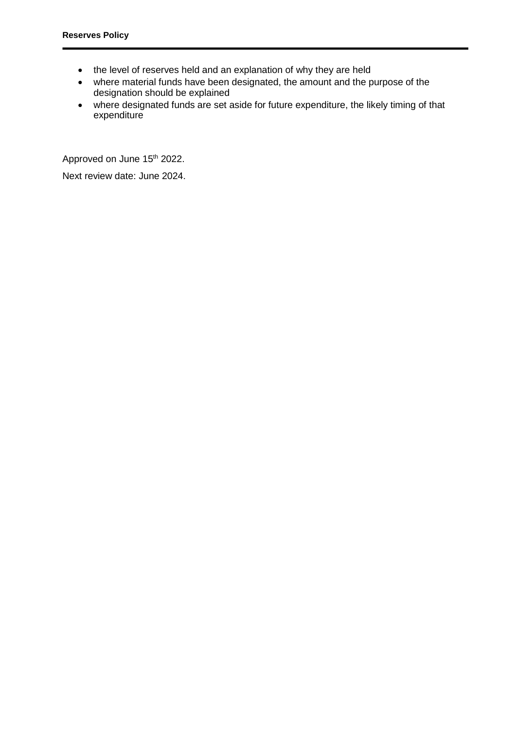- the level of reserves held and an explanation of why they are held
- where material funds have been designated, the amount and the purpose of the designation should be explained
- where designated funds are set aside for future expenditure, the likely timing of that expenditure

Approved on June 15th 2022.

Next review date: June 2024.